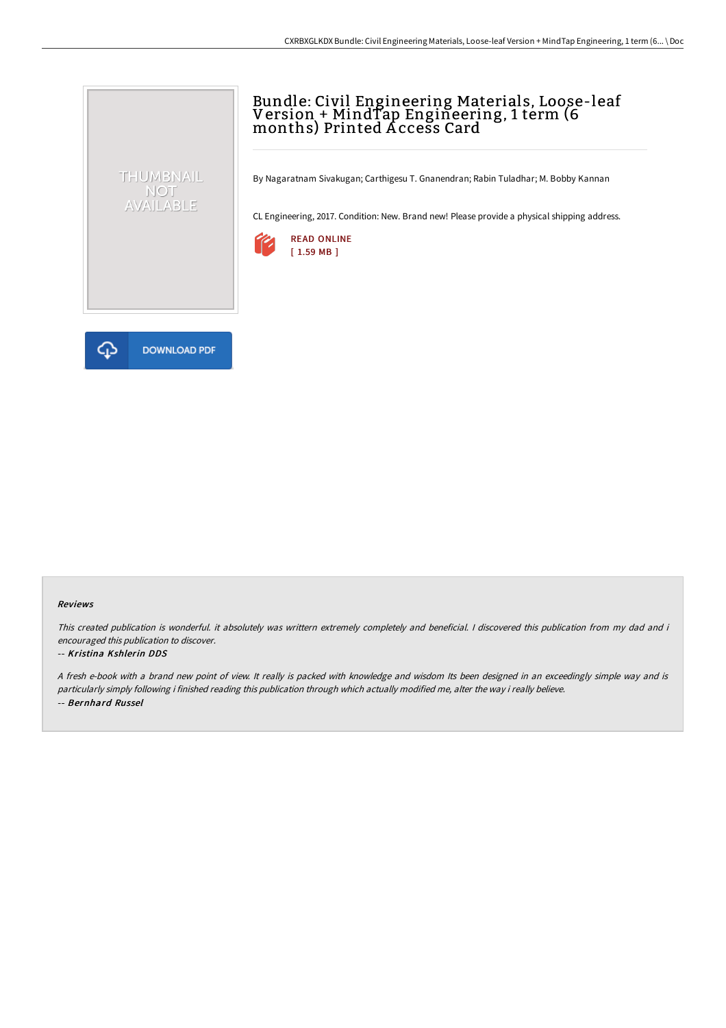# Bundle: Civil Engineering Materials, Loose-leaf Version + MindTap Engineering, 1 term (6 months) Printed Access Card

By Nagaratnam Sivakugan; Carthigesu T. Gnanendran; Rabin Tuladhar; M. Bobby Kannan

CL Engineering, 2017. Condition: New. Brand new! Please provide a physical shipping address.

READ ONLINE
[ 1.59 MB ]

DOWNLOAD PDF

### Reviews

*This created publication is wonderful. it absolutely was writtern extremely completely and beneficial. I discovered this publication from my dad and i encouraged this publication to discover.*

*-- Kristina Kshlerin DDS*

*A fresh e-book with a brand new point of view. It really is packed with knowledge and wisdom Its been designed in an exceedingly simple way and is particularly simply following i finished reading this publication through which actually modified me, alter the way i really believe.*

*-- Bernhard Russel*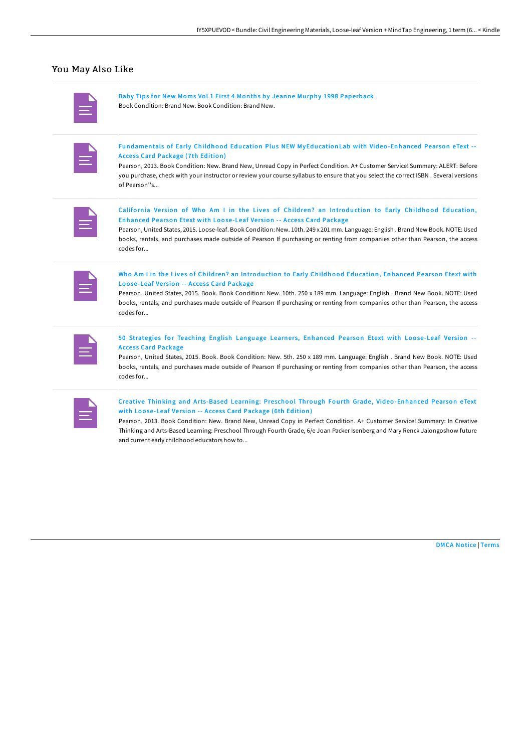## You May Also Like

**Baby Tips for New Moms Vol 1 First 4 Months by Jeanne Murphy 1998 Paperback**

Book Condition: Brand New. Book Condition: Brand New.

**Fundamentals of Early Childhood Education Plus NEW MyEducationLab with Video-Enhanced Pearson eText -- Access Card Package (7th Edition)**

Pearson, 2013. Book Condition: New. Brand New, Unread Copy in Perfect Condition. A+ Customer Service! Summary: ALERT: Before you purchase, check with your instructor or review your course syllabus to ensure that you select the correct ISBN . Several versions of Pearson''s...

**California Version of Who Am I in the Lives of Children? an Introduction to Early Childhood Education, Enhanced Pearson Etext with Loose-Leaf Version -- Access Card Package**

Pearson, United States, 2015. Loose-leaf. Book Condition: New. 10th. 249 x 201 mm. Language: English . Brand New Book. NOTE: Used books, rentals, and purchases made outside of Pearson If purchasing or renting from companies other than Pearson, the access codes for...

**Who Am I in the Lives of Children? an Introduction to Early Childhood Education, Enhanced Pearson Etext with Loose-Leaf Version -- Access Card Package**

Pearson, United States, 2015. Book. Book Condition: New. 10th. 250 x 189 mm. Language: English . Brand New Book. NOTE: Used books, rentals, and purchases made outside of Pearson If purchasing or renting from companies other than Pearson, the access codes for...

**50 Strategies for Teaching English Language Learners, Enhanced Pearson Etext with Loose-Leaf Version -- Access Card Package**

Pearson, United States, 2015. Book. Book Condition: New. 5th. 250 x 189 mm. Language: English . Brand New Book. NOTE: Used books, rentals, and purchases made outside of Pearson If purchasing or renting from companies other than Pearson, the access codes for...

**Creative Thinking and Arts-Based Learning: Preschool Through Fourth Grade, Video-Enhanced Pearson eText with Loose-Leaf Version -- Access Card Package (6th Edition)**

Pearson, 2013. Book Condition: New. Brand New, Unread Copy in Perfect Condition. A+ Customer Service! Summary: In Creative Thinking and Arts-Based Learning: Preschool Through Fourth Grade, 6/e Joan Packer Isenberg and Mary Renck Jalongoshow future and current early childhood educators how to...